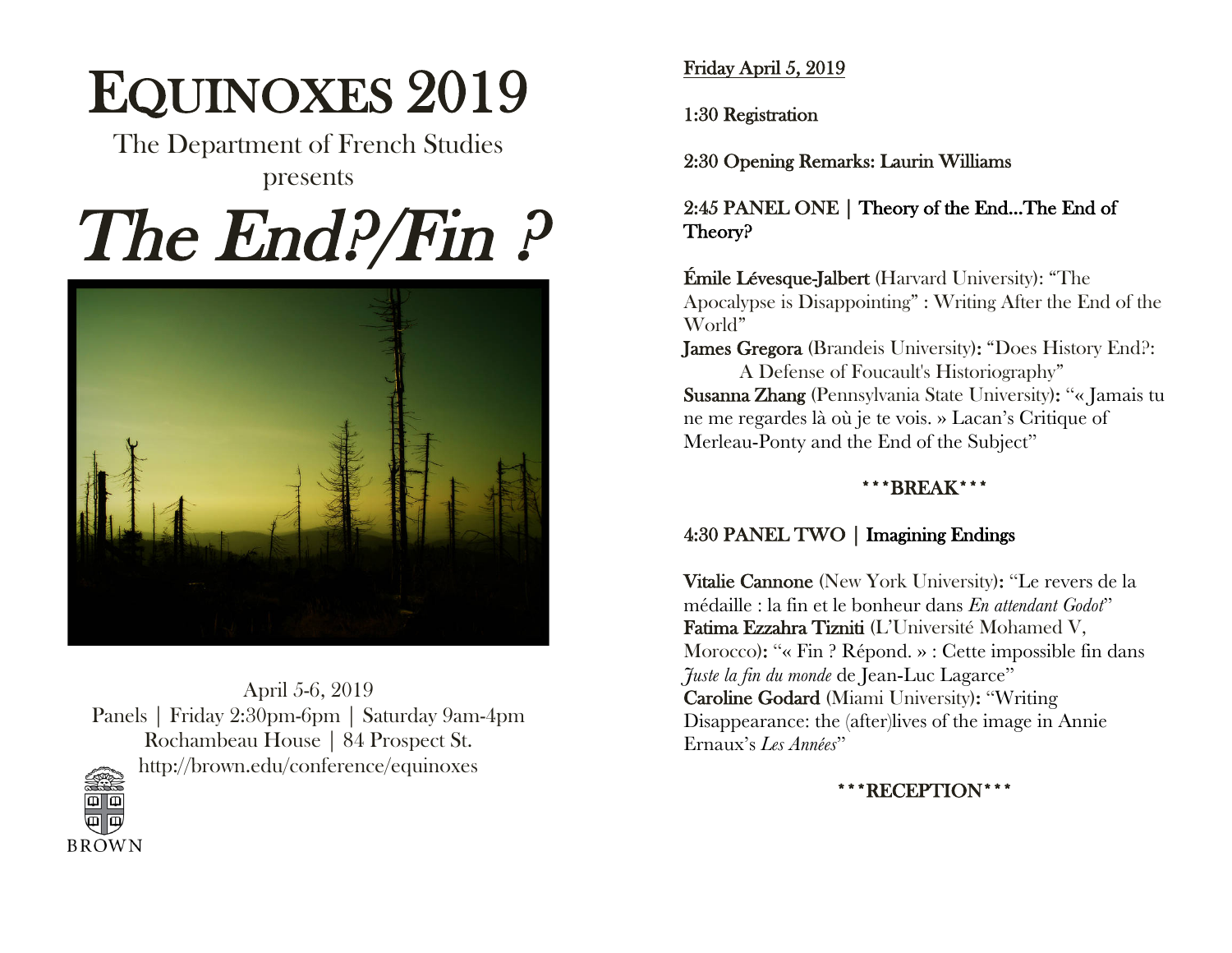# EQUINOXES 2019

The Department of French Studies presents

# *The End?/Fin ?*

April 5-6, 2019

Panels | Friday 2:30pm-6pm | Saturday 9am-4pm

Rochambeau House | 84 Prospect St.

http://brown.edu/conference/equinoxes

BROWN

<u>Friday April 5, 2019</u>

1:30 Registration

2:30 Opening Remarks: Laurin Williams

2:45 PANEL ONE | Theory of the End...The End of Theory?

**Émile Lévesque-Jalbert** (Harvard University): "The Apocalypse is Disappointing" : Writing After the End of the World"

**James Gregora** (Brandeis University): "Does History End?: A Defense of Foucault's Historiography"

**Susanna Zhang** (Pennsylvania State University): "« Jamais tu ne me regardes là où je te vois. » Lacan's Critique of Merleau-Ponty and the End of the Subject"

\*\*\*BREAK\*\*\*

4:30 PANEL TWO | Imagining Endings

**Vitalie Cannone** (New York University): "Le revers de la médaille : la fin et le bonheur dans *En attendant Godot*"

**Fatima Ezzahra Tizniti** (L'Université Mohamed V, Morocco): "« Fin ? Répond. » : Cette impossible fin dans *Juste la fin du monde* de Jean-Luc Lagarce"

**Caroline Godard** (Miami University): "Writing Disappearance: the (after)lives of the image in Annie Ernaux's *Les Années*"

\*\*\*RECEPTION\*\*\*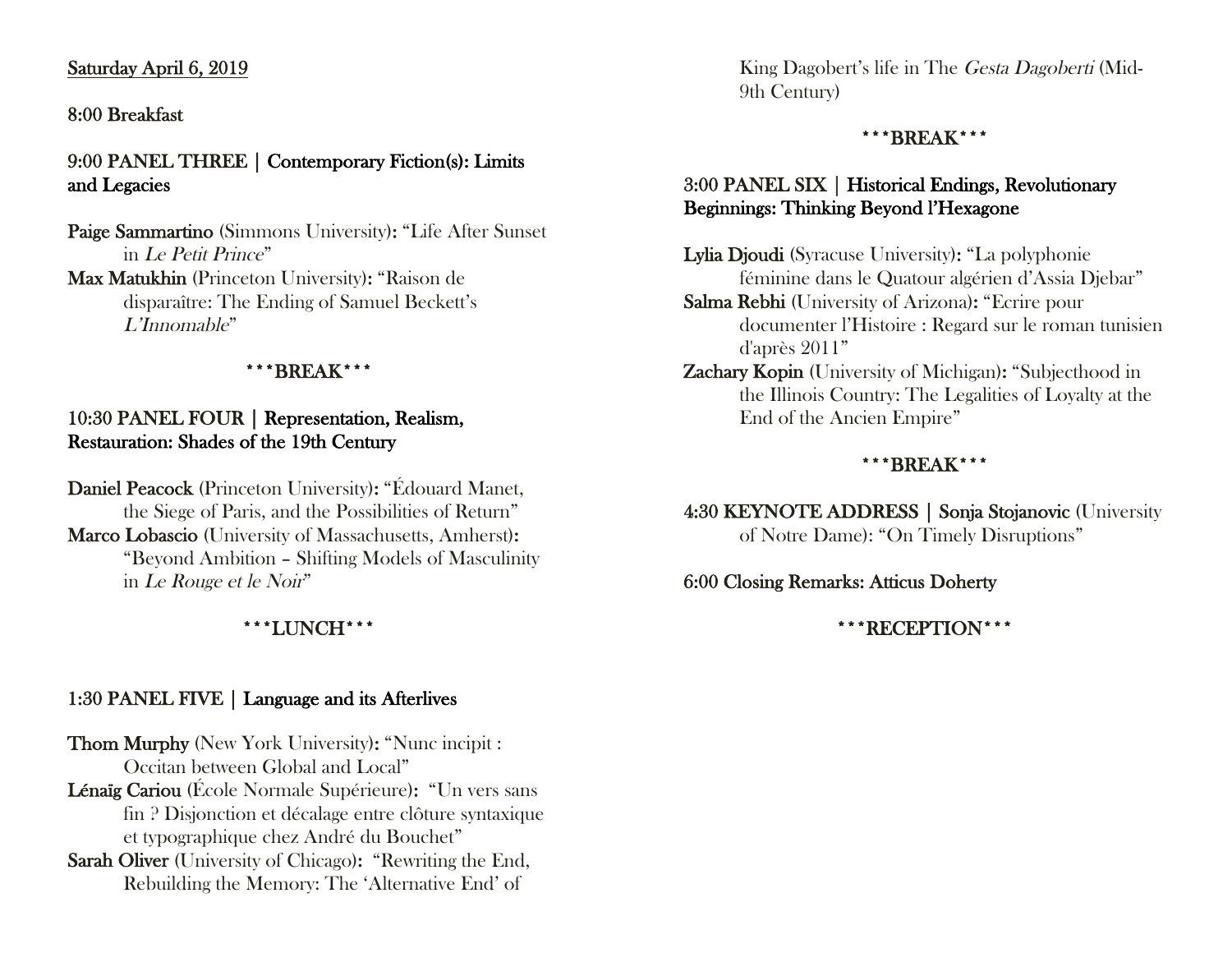<u>Saturday April 6, 2019</u>

8:00 Breakfast

9:00 PANEL THREE | Contemporary Fiction(s): Limits and Legacies

**Paige Sammartino** (Simmons University): "Life After Sunset in *Le Petit Prince*"
**Max Matukhin** (Princeton University): "Raison de disparaître: The Ending of Samuel Beckett's *L'Innomable*"

\*\*\*BREAK\*\*\*

10:30 PANEL FOUR | Representation, Realism, Restauration: Shades of the 19th Century

**Daniel Peacock** (Princeton University): "Édouard Manet, the Siege of Paris, and the Possibilities of Return"
**Marco Lobascio** (University of Massachusetts, Amherst): "Beyond Ambition – Shifting Models of Masculinity in *Le Rouge et le Noir*"

\*\*\*LUNCH\*\*\*

1:30 PANEL FIVE | Language and its Afterlives

**Thom Murphy** (New York University): "Nunc incipit : Occitan between Global and Local"
**Lénaïg Cariou** (École Normale Supérieure): "Un vers sans fin ? Disjonction et décalage entre clôture syntaxique et typographique chez André du Bouchet"
**Sarah Oliver** (University of Chicago): "Rewriting the End, Rebuilding the Memory: The 'Alternative End' of King Dagobert's life in The *Gesta Dagoberti* (Mid-9th Century)

\*\*\*BREAK\*\*\*

3:00 PANEL SIX | Historical Endings, Revolutionary Beginnings: Thinking Beyond l'Hexagone

**Lylia Djoudi** (Syracuse University): "La polyphonie féminine dans le Quatour algérien d'Assia Djebar"
**Salma Rebhi** (University of Arizona): "Ecrire pour documenter l'Histoire : Regard sur le roman tunisien d'après 2011"
**Zachary Kopin** (University of Michigan): "Subjecthood in the Illinois Country: The Legalities of Loyalty at the End of the Ancien Empire"

\*\*\*BREAK\*\*\*

4:30 KEYNOTE ADDRESS | **Sonja Stojanovic** (University of Notre Dame): "On Timely Disruptions"

6:00 Closing Remarks: Atticus Doherty

\*\*\*RECEPTION\*\*\*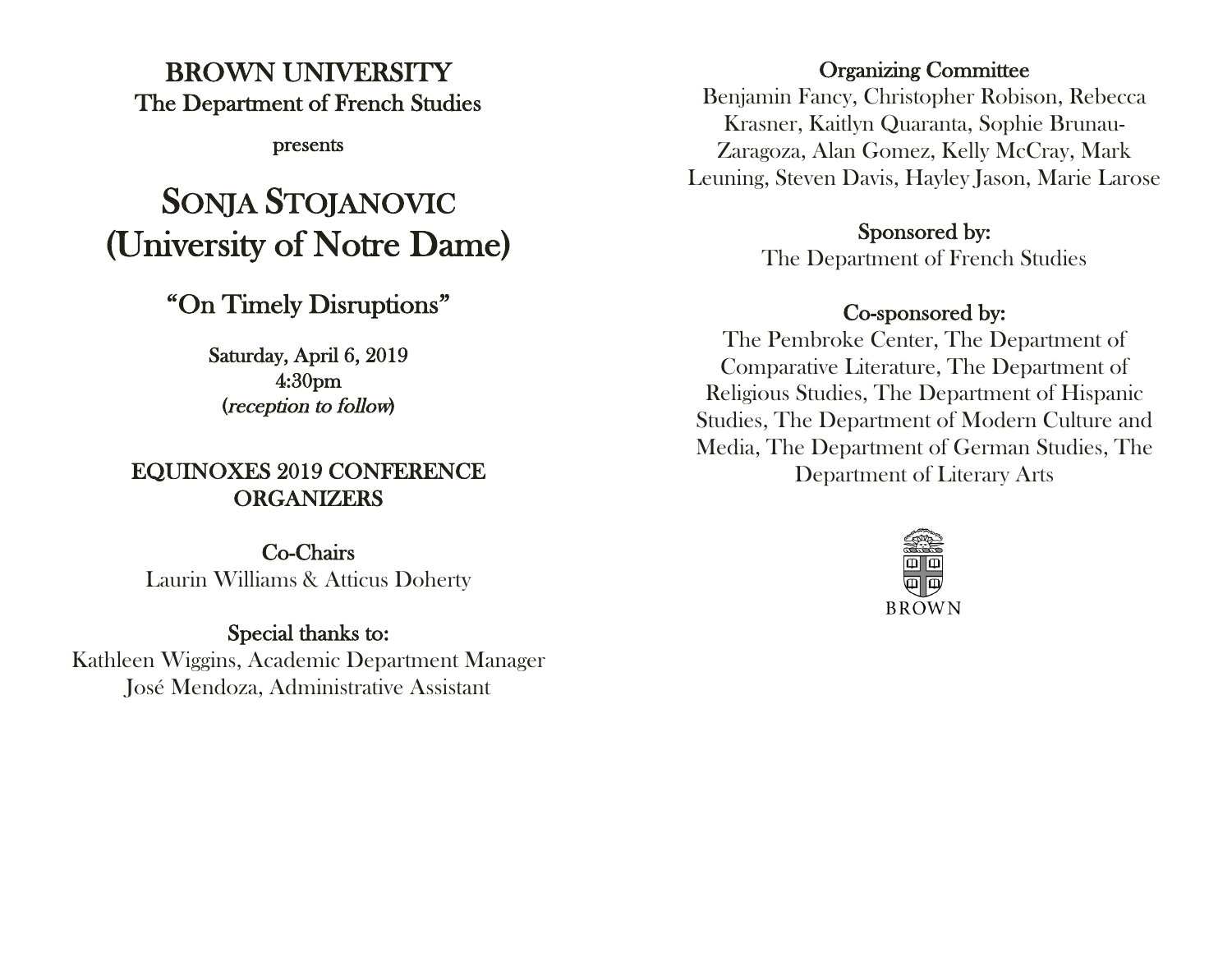# BROWN UNIVERSITY

## The Department of French Studies

presents

# SONJA STOJANOVIC (University of Notre Dame)

## "On Timely Disruptions"

**Saturday, April 6, 2019**
**4:30pm**
**(*reception to follow*)**

## EQUINOXES 2019 CONFERENCE ORGANIZERS

**Co-Chairs**
Laurin Williams & Atticus Doherty

**Special thanks to:**
Kathleen Wiggins, Academic Department Manager
José Mendoza, Administrative Assistant

**Organizing Committee**
Benjamin Fancy, Christopher Robison, Rebecca Krasner, Kaitlyn Quaranta, Sophie Brunau-Zaragoza, Alan Gomez, Kelly McCray, Mark Leuning, Steven Davis, Hayley Jason, Marie Larose

**Sponsored by:**
The Department of French Studies

**Co-sponsored by:**
The Pembroke Center, The Department of Comparative Literature, The Department of Religious Studies, The Department of Hispanic Studies, The Department of Modern Culture and Media, The Department of German Studies, The Department of Literary Arts

BROWN